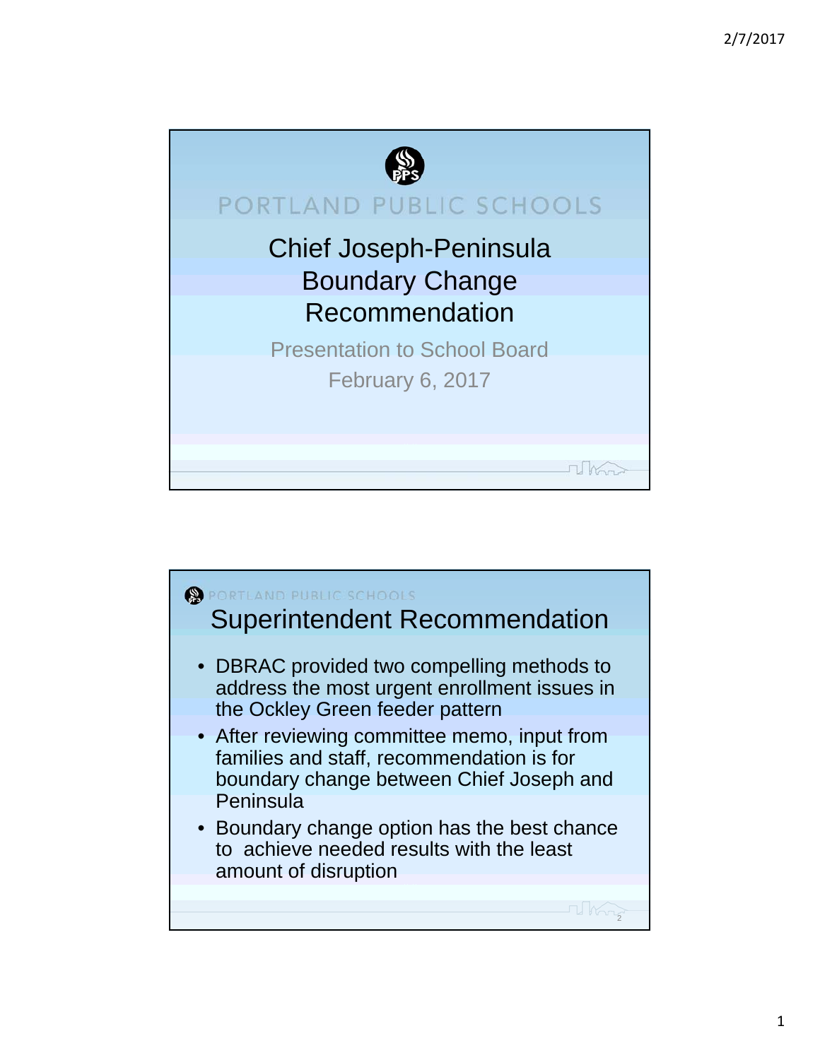PORTLAND PUBLIC SCHOOLS

# Chief Joseph-Peninsula Boundary Change Recommendation

Presentation to School Board

February 6, 2017

PORTLAND PUBLIC SCHOOLS

## Superintendent Recommendation

- DBRAC provided two compelling methods to address the most urgent enrollment issues in the Ockley Green feeder pattern
- After reviewing committee memo, input from families and staff, recommendation is for boundary change between Chief Joseph and Peninsula
- Boundary change option has the best chance to achieve needed results with the least amount of disruption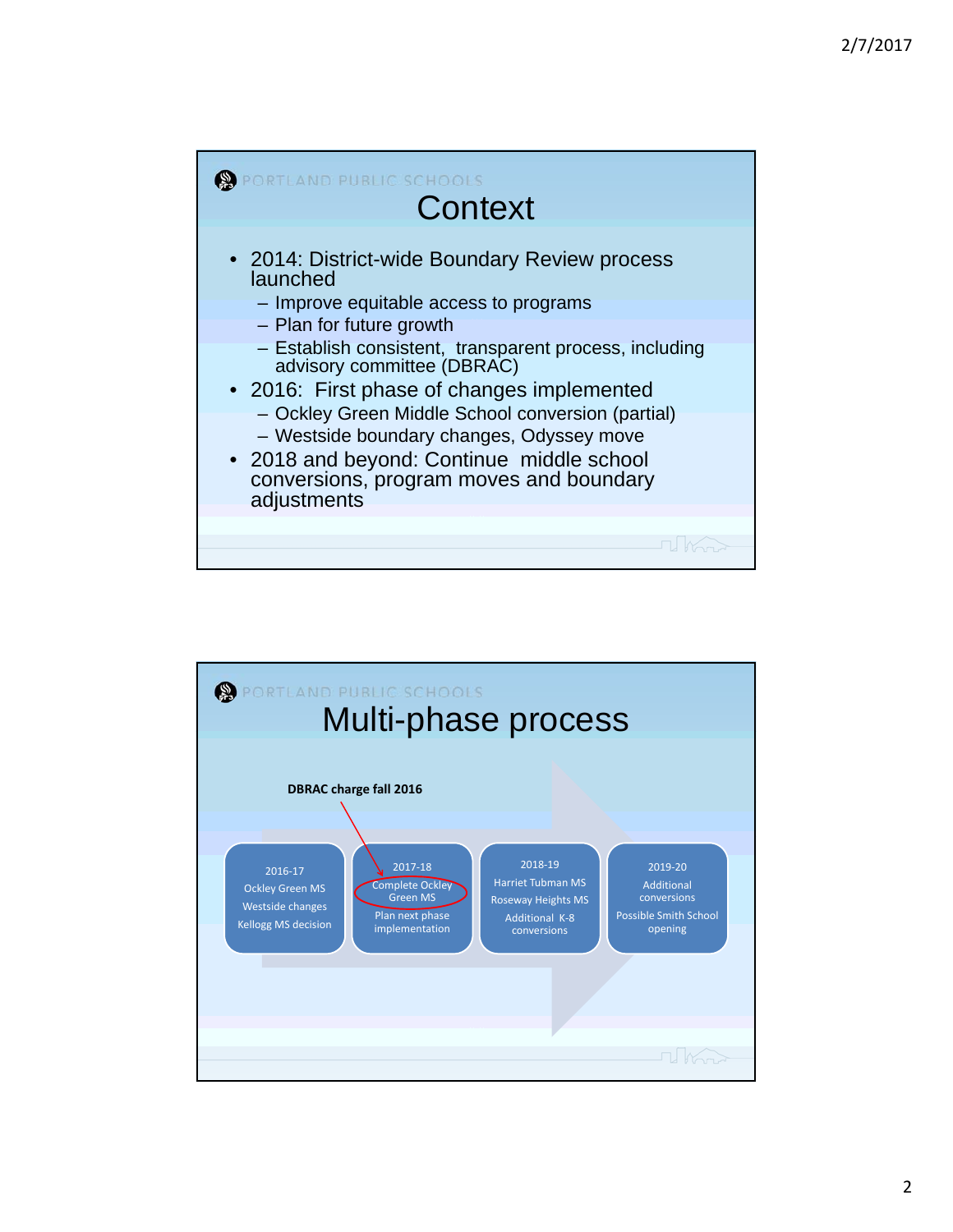## Context

- 2014: District-wide Boundary Review process launched
  - Improve equitable access to programs
  - Plan for future growth
  - Establish consistent, transparent process, including advisory committee (DBRAC)
- 2016: First phase of changes implemented
  - Ockley Green Middle School conversion (partial)
  - Westside boundary changes, Odyssey move
- 2018 and beyond: Continue middle school conversions, program moves and boundary adjustments

## Multi-phase process

**DBRAC charge fall 2016**

| 2016-17 | 2017-18 | 2018-19 | 2019-20 |
|---|---|---|---|
| Ockley Green MS<br>Westside changes<br>Kellogg MS decision | Complete Ockley Green MS<br>Plan next phase implementation | Harriet Tubman MS<br>Roseway Heights MS<br>Additional K-8 conversions | Additional conversions<br>Possible Smith School opening |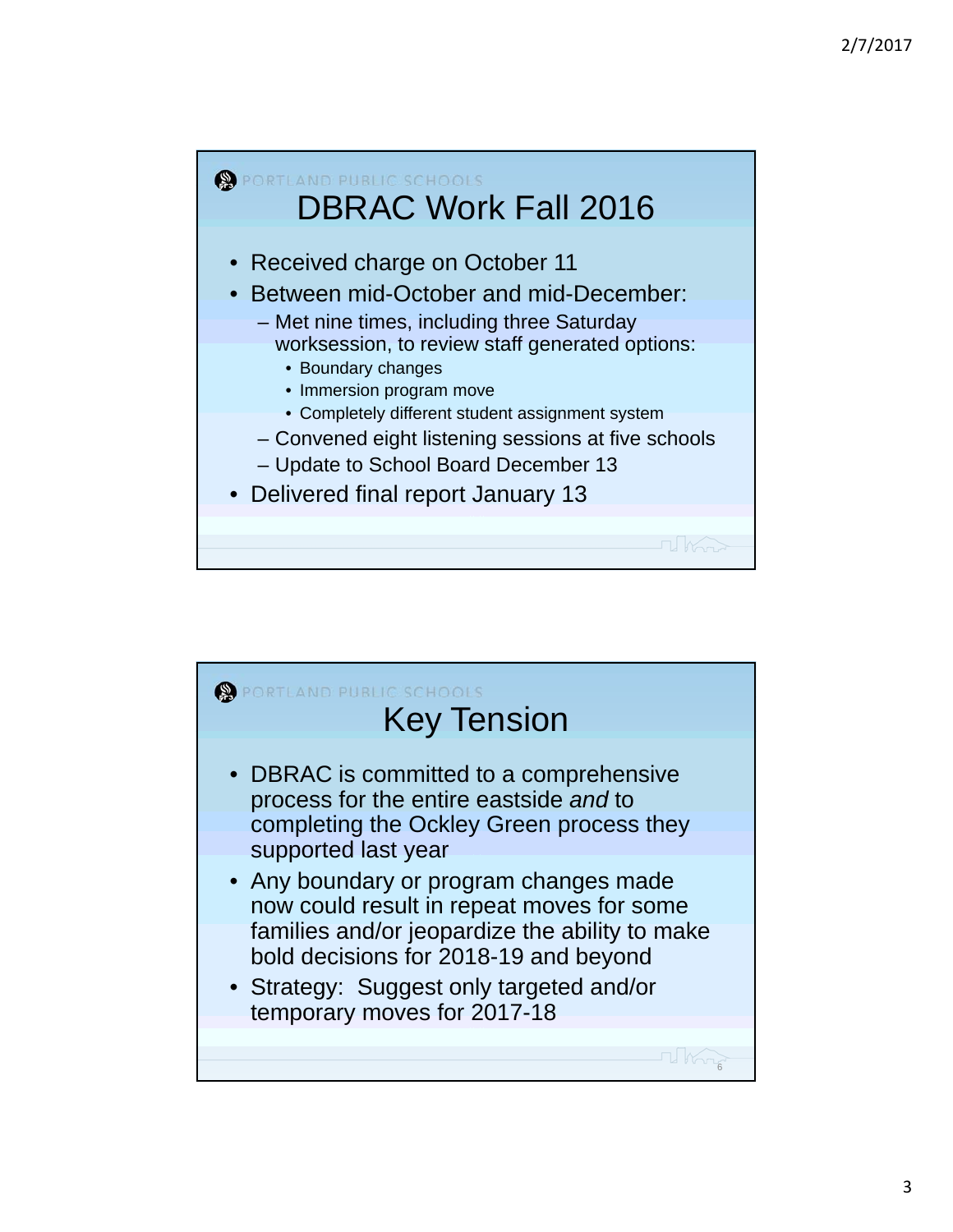PORTLAND PUBLIC SCHOOLS

## DBRAC Work Fall 2016

- Received charge on October 11
- Between mid-October and mid-December:
  - Met nine times, including three Saturday worksession, to review staff generated options:
    - Boundary changes
    - Immersion program move
    - Completely different student assignment system
  - Convened eight listening sessions at five schools
  - Update to School Board December 13
- Delivered final report January 13

PORTLAND PUBLIC SCHOOLS

## Key Tension

- DBRAC is committed to a comprehensive process for the entire eastside *and* to completing the Ockley Green process they supported last year
- Any boundary or program changes made now could result in repeat moves for some families and/or jeopardize the ability to make bold decisions for 2018-19 and beyond
- Strategy: Suggest only targeted and/or temporary moves for 2017-18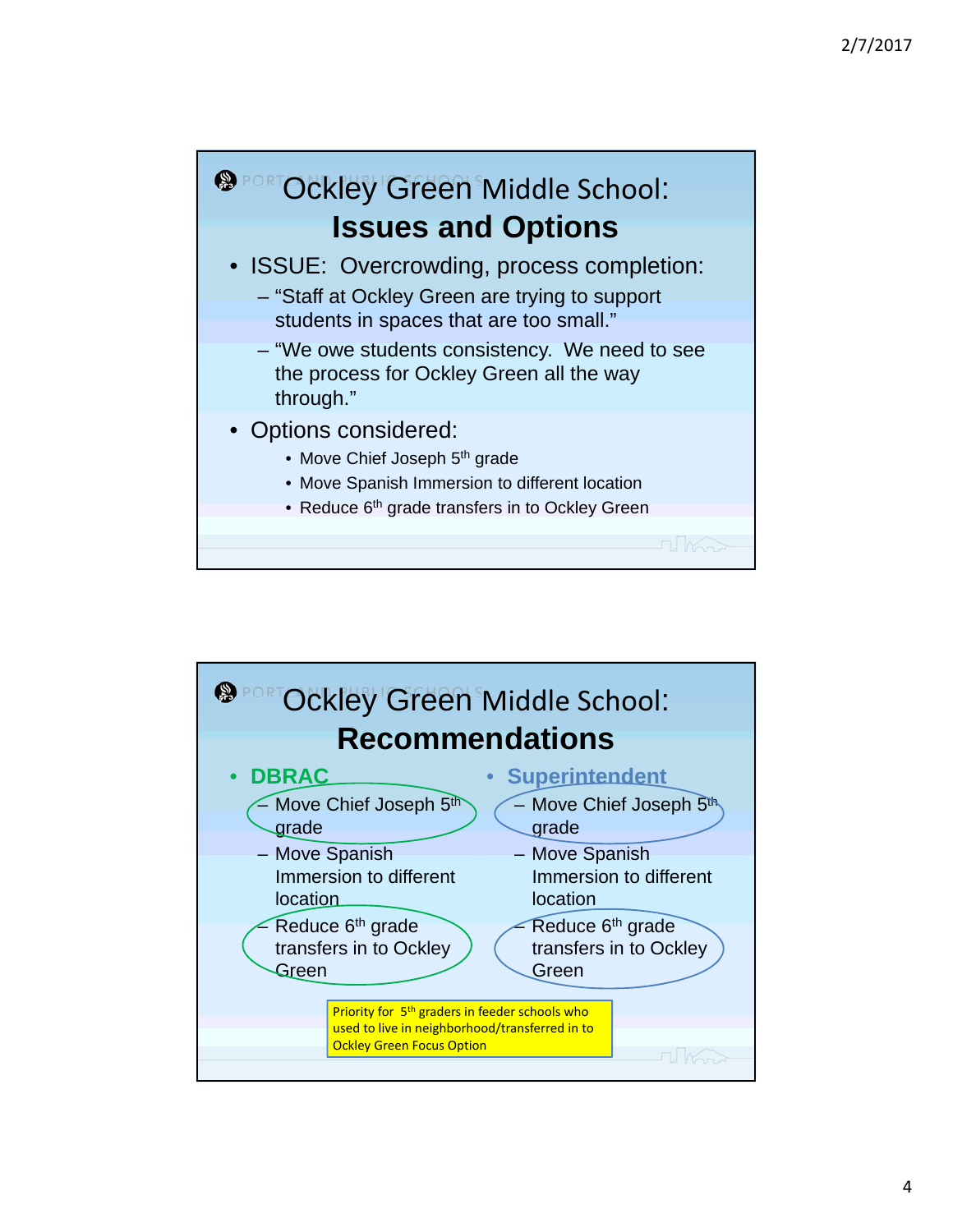## Ockley Green Middle School: Issues and Options

- ISSUE: Overcrowding, process completion:
  - "Staff at Ockley Green are trying to support students in spaces that are too small."
  - "We owe students consistency. We need to see the process for Ockley Green all the way through."
- Options considered:
  - Move Chief Joseph 5th grade
  - Move Spanish Immersion to different location
  - Reduce 6th grade transfers in to Ockley Green

## Ockley Green Middle School: Recommendations

- **DBRAC**
  - Move Chief Joseph 5th grade
  - Move Spanish Immersion to different location
  - Reduce 6th grade transfers in to Ockley Green
- **Superintendent**
  - Move Chief Joseph 5th grade
  - Move Spanish Immersion to different location
  - Reduce 6th grade transfers in to Ockley Green

Priority for 5th graders in feeder schools who used to live in neighborhood/transferred in to Ockley Green Focus Option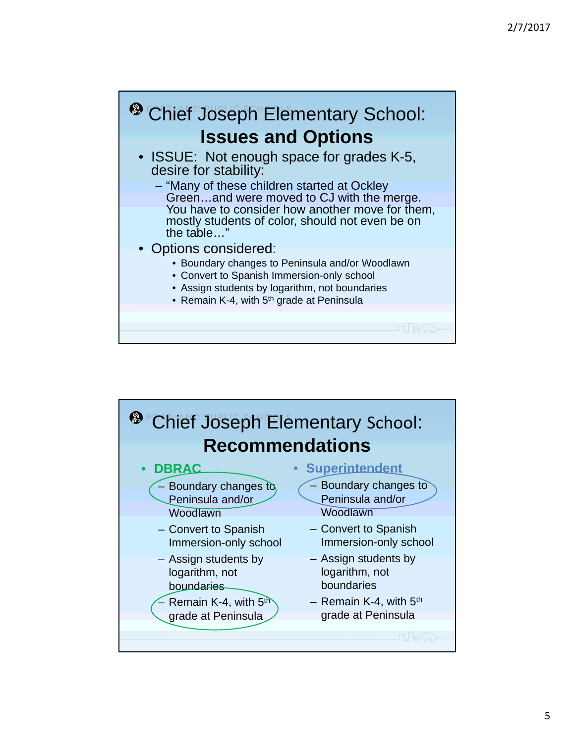# Chief Joseph Elementary School: Issues and Options

- ISSUE: Not enough space for grades K-5, desire for stability:
  - "Many of these children started at Ockley Green…and were moved to CJ with the merge. You have to consider how another move for them, mostly students of color, should not even be on the table…"
- Options considered:
  - Boundary changes to Peninsula and/or Woodlawn
  - Convert to Spanish Immersion-only school
  - Assign students by logarithm, not boundaries
  - Remain K-4, with 5th grade at Peninsula

# Chief Joseph Elementary School: Recommendations

- **DBRAC**
  - Boundary changes to Peninsula and/or Woodlawn
  - Convert to Spanish Immersion-only school
  - Assign students by logarithm, not boundaries
  - Remain K-4, with 5th grade at Peninsula
- **Superintendent**
  - Boundary changes to Peninsula and/or Woodlawn
  - Convert to Spanish Immersion-only school
  - Assign students by logarithm, not boundaries
  - Remain K-4, with 5th grade at Peninsula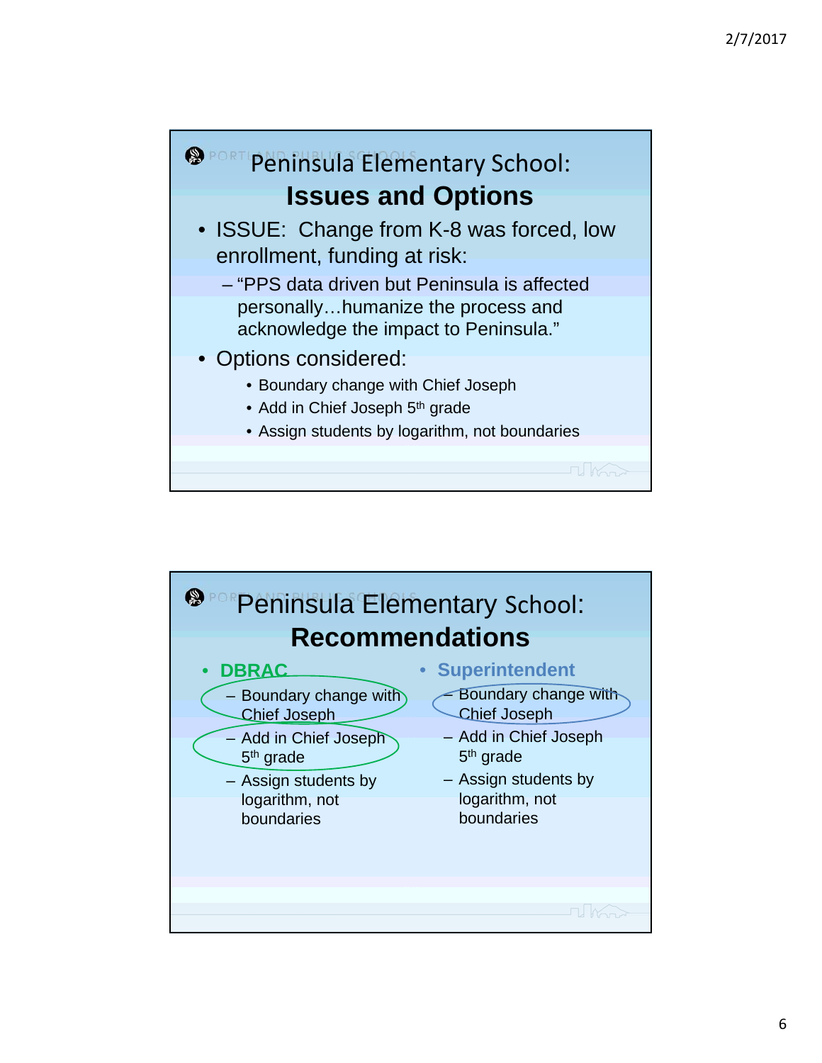## Peninsula Elementary School: Issues and Options

- ISSUE: Change from K-8 was forced, low enrollment, funding at risk:
  - "PPS data driven but Peninsula is affected personally…humanize the process and acknowledge the impact to Peninsula."
- Options considered:
  - Boundary change with Chief Joseph
  - Add in Chief Joseph 5th grade
  - Assign students by logarithm, not boundaries

## Peninsula Elementary School: Recommendations

- **DBRAC**
  - Boundary change with Chief Joseph
  - Add in Chief Joseph 5th grade
  - Assign students by logarithm, not boundaries
- **Superintendent**
  - Boundary change with Chief Joseph
  - Add in Chief Joseph 5th grade
  - Assign students by logarithm, not boundaries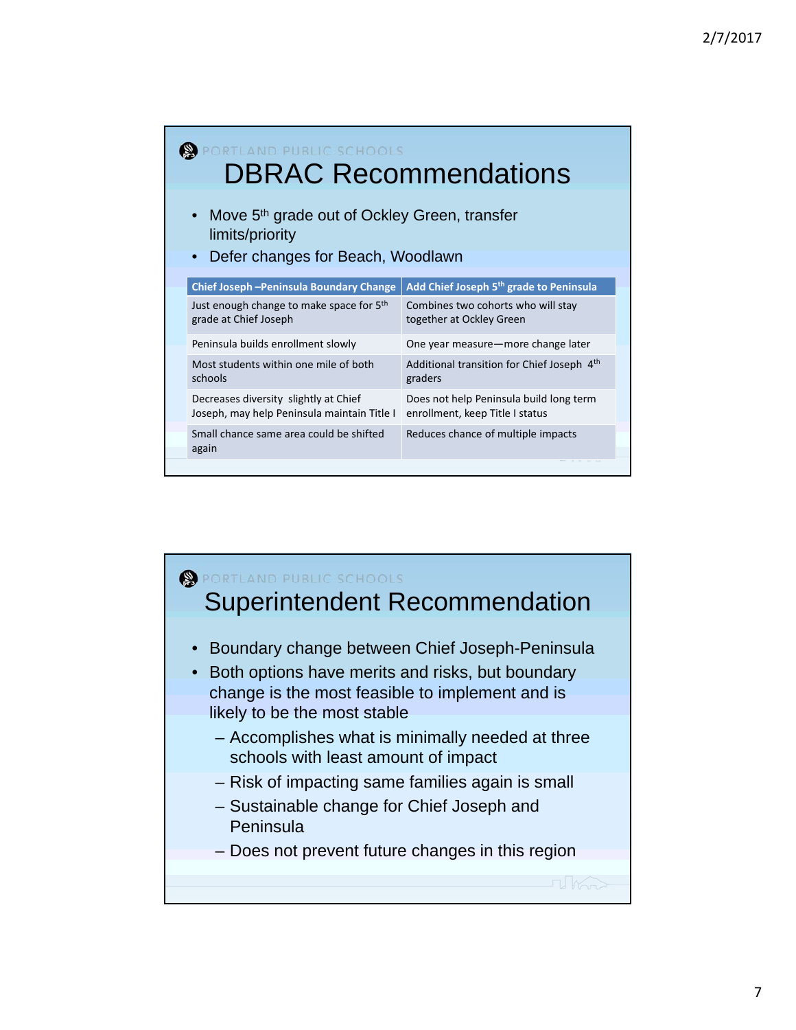PORTLAND PUBLIC SCHOOLS

# DBRAC Recommendations

- Move 5th grade out of Ockley Green, transfer limits/priority
- Defer changes for Beach, Woodlawn

| Chief Joseph –Peninsula Boundary Change | Add Chief Joseph 5th grade to Peninsula |
|---|---|
| Just enough change to make space for 5th grade at Chief Joseph | Combines two cohorts who will stay together at Ockley Green |
| Peninsula builds enrollment slowly | One year measure—more change later |
| Most students within one mile of both schools | Additional transition for Chief Joseph 4th graders |
| Decreases diversity slightly at Chief Joseph, may help Peninsula maintain Title I | Does not help Peninsula build long term enrollment, keep Title I status |
| Small chance same area could be shifted again | Reduces chance of multiple impacts |

PORTLAND PUBLIC SCHOOLS

# Superintendent Recommendation

- Boundary change between Chief Joseph-Peninsula
- Both options have merits and risks, but boundary change is the most feasible to implement and is likely to be the most stable
  - Accomplishes what is minimally needed at three schools with least amount of impact
  - Risk of impacting same families again is small
  - Sustainable change for Chief Joseph and Peninsula
  - Does not prevent future changes in this region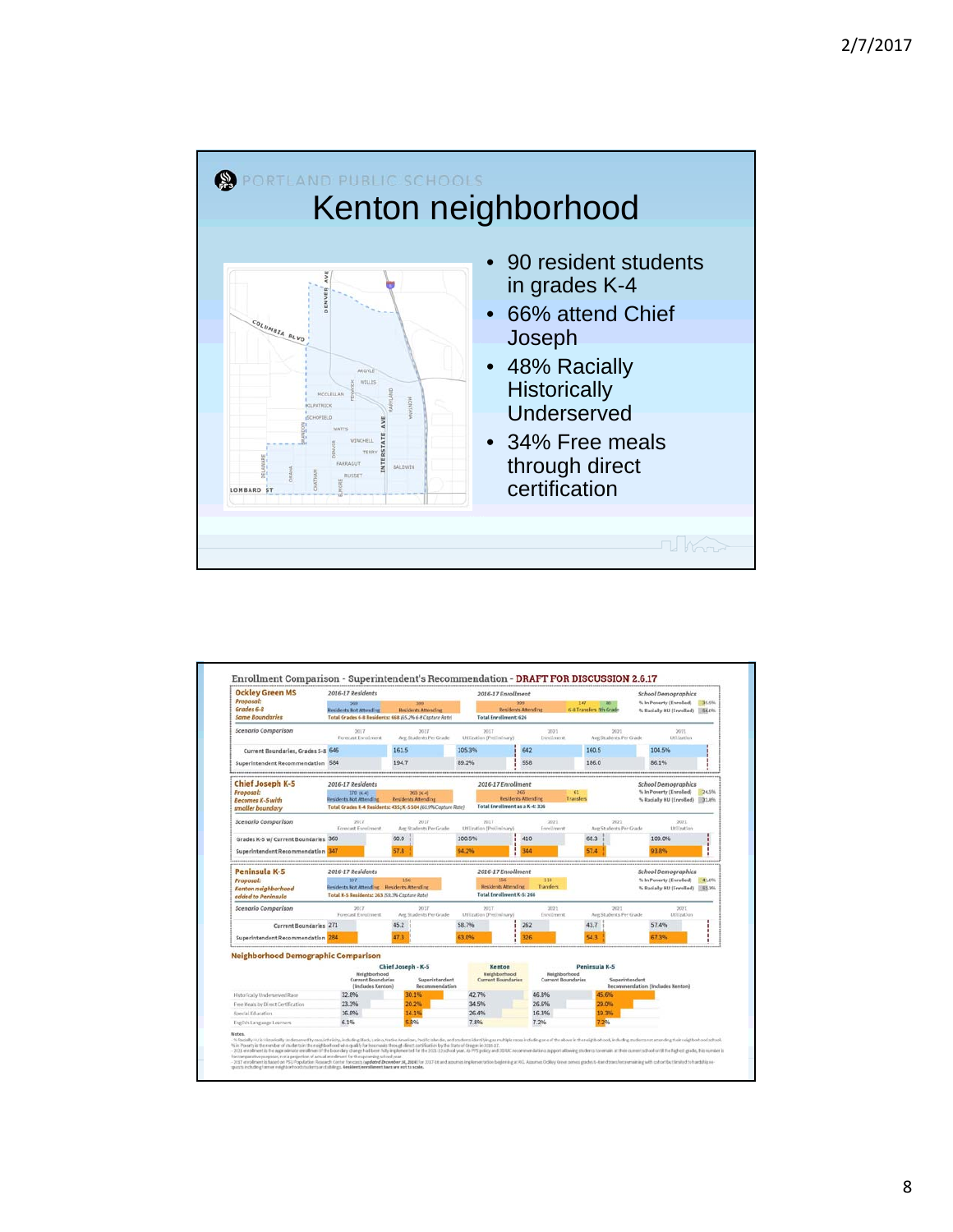# Kenton neighborhood

- 90 resident students in grades K-4
- 66% attend Chief Joseph
- 48% Racially Historically Underserved
- 34% Free meals through direct certification

## Enrollment Comparison - Superintendent's Recommendation - DRAFT FOR DISCUSSION 2.6.17

### Ockley Green MS

*Proposal: Grades 6-8 Same Boundaries*

2016-17 Residents: 269 Residents Not Attending; 399 Residents Attending. Total Grades 6-8 Residents: 668 (65.7% 6-8 Capture Rate)

2016-17 Enrollment: 399 Residents Attending; 147 6-8 Transfers; 80 9th Grade. Total Enrollment: 626

School Demographics: % In Poverty (Enrolled) 34.6%; % Racially HU (Enrolled) 64.0%

| Scenario Comparison | 2017 Forecast Enrollment | 2017 Avg Students Per Grade | 2017 Utilization (Preliminary) | 2021 Enrollment | 2021 Avg Students Per Grade | 2021 Utilization |
|---|---|---|---|---|---|---|
| Current Boundaries, Grades 6-8 | 646 | 161.5 | 105.3% | 642 | 160.5 | 104.5% |
| Superintendent Recommendation | 584 | 194.7 | 89.2% | 558 | 186.0 | 86.1% |

### Chief Joseph K-5

*Proposal: Becomes K-5 with smaller boundary*

2016-17 Residents: 170 (K-4) Residents Not Attending; 265 (K-4) Residents Attending. Total Grades K-4 Residents: 435; K-5 504 (60.9% Capture Rate)

2016-17 Enrollment: 265 Residents Attending; 61 Transfers. Total Enrollment as a K-4: 326

School Demographics: % In Poverty (Enrolled) 24.5%; % Racially HU (Enrolled) 31.8%

| Scenario Comparison | 2017 Forecast Enrollment | 2017 Avg Students Per Grade | 2017 Utilization (Preliminary) | 2021 Enrollment | 2021 Avg Students Per Grade | 2021 Utilization |
|---|---|---|---|---|---|---|
| Grades K-5 w/ Current Boundaries | 360 | 60.0 | 100.5% | 410 | 68.3 | 109.0% |
| Superintendent Recommendation | 347 | 57.8 | 94.2% | 344 | 57.4 | 93.8% |

### Peninsula K-5

*Proposal: Kenton neighborhood added to Peninsula*

2016-17 Residents: 107 Residents Not Attending; 156 Residents Attending. Total K-5 Residents: 263 (59.3% Capture Rate)

2016-17 Enrollment: 156 Residents Attending; 110 Transfers. Total Enrollment K-5: 266

School Demographics: % In Poverty (Enrolled) 41.0%; % Racially HU (Enrolled) 63.9%

| Scenario Comparison | 2017 Forecast Enrollment | 2017 Avg Students Per Grade | 2017 Utilization (Preliminary) | 2021 Enrollment | 2021 Avg Students Per Grade | 2021 Utilization |
|---|---|---|---|---|---|---|
| Current Boundaries | 271 | 45.2 | 58.7% | 262 | 43.7 | 57.4% |
| Superintendent Recommendation | 284 | 47.3 | 63.0% | 326 | 54.3 | 67.3% |

### Neighborhood Demographic Comparison

| | Chief Joseph K-5 Neighborhood Current Boundaries (Includes Kenton) | Chief Joseph K-5 Superintendent Recommendation | Kenton Neighborhood Current Boundaries | Peninsula K-5 Neighborhood Current Boundaries | Peninsula K-5 Superintendent Recommendation (Includes Kenton) |
|---|---|---|---|---|---|
| Historically Underserved Race | 32.8% | 30.1% | 42.7% | 46.8% | 45.6% |
| Free Meals by Direct Certification | 23.3% | 20.2% | 34.5% | 26.6% | 29.0% |
| Special Education | 16.8% | 14.1% | 26.4% | 16.3% | 19.3% |
| English Language Learners | 6.1% | 5.8% | 7.8% | 7.2% | 7.2% |

Notes: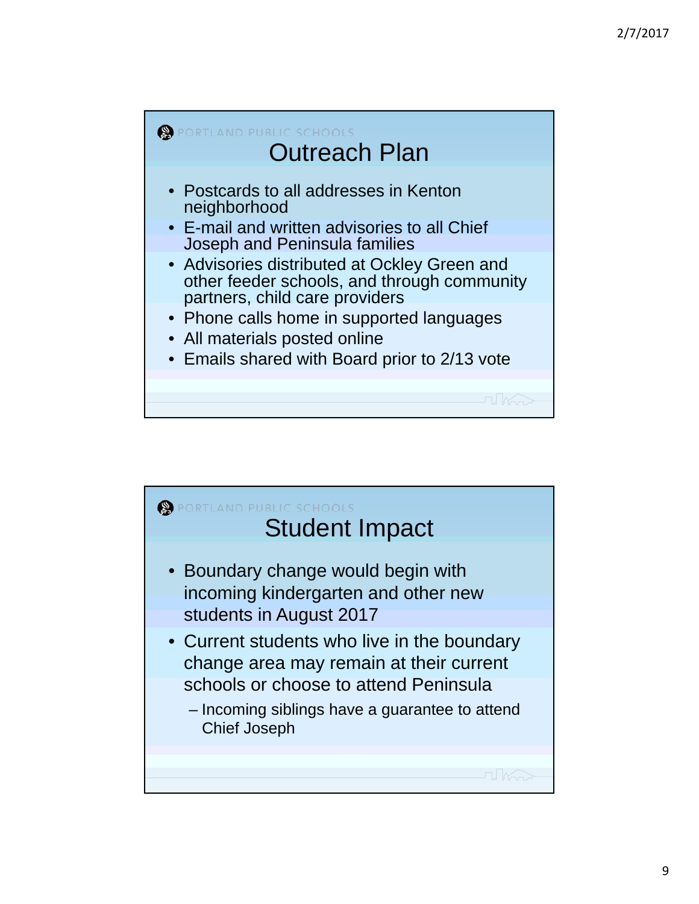## Outreach Plan

- Postcards to all addresses in Kenton neighborhood
- E-mail and written advisories to all Chief Joseph and Peninsula families
- Advisories distributed at Ockley Green and other feeder schools, and through community partners, child care providers
- Phone calls home in supported languages
- All materials posted online
- Emails shared with Board prior to 2/13 vote

## Student Impact

- Boundary change would begin with incoming kindergarten and other new students in August 2017
- Current students who live in the boundary change area may remain at their current schools or choose to attend Peninsula
  - Incoming siblings have a guarantee to attend Chief Joseph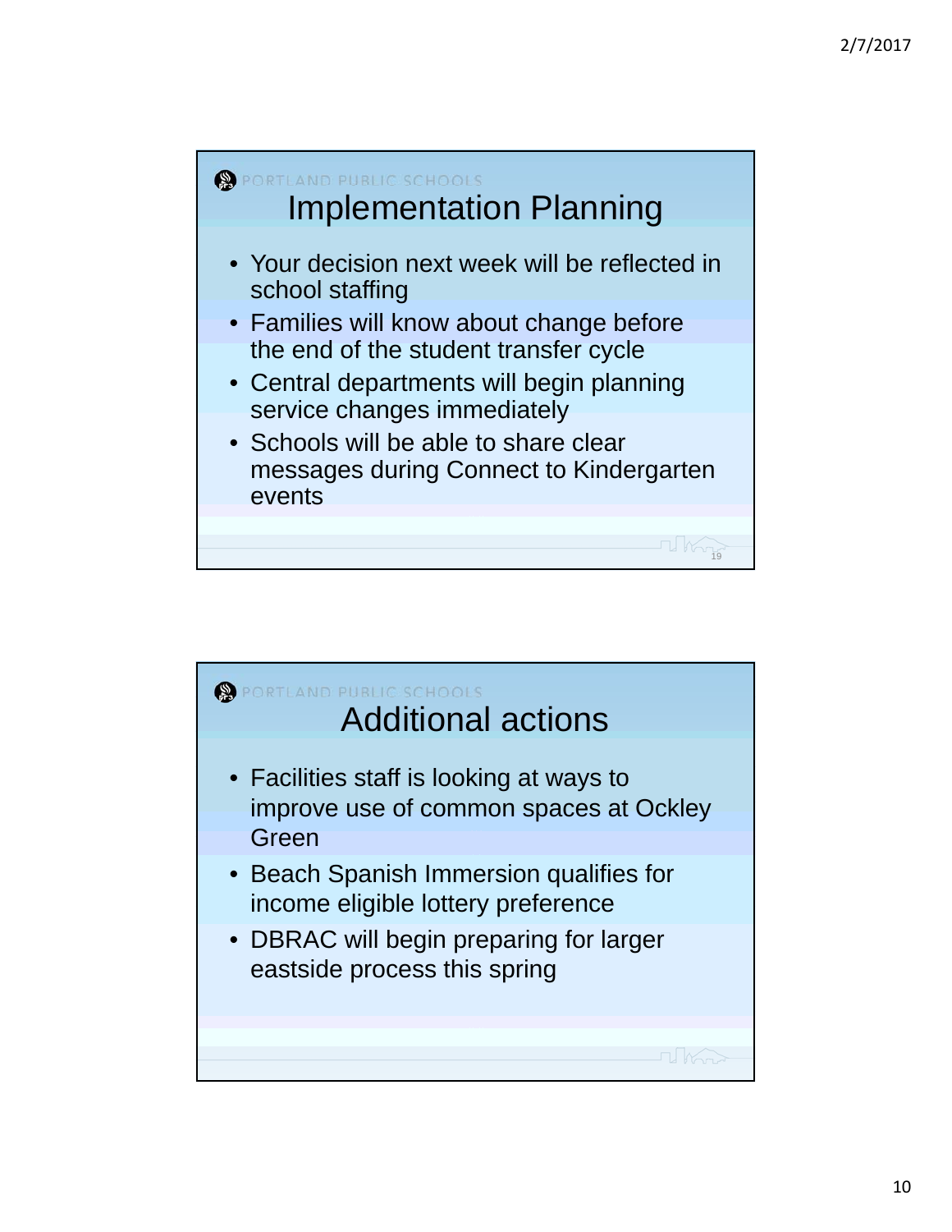PORTLAND PUBLIC SCHOOLS

# Implementation Planning

- Your decision next week will be reflected in school staffing
- Families will know about change before the end of the student transfer cycle
- Central departments will begin planning service changes immediately
- Schools will be able to share clear messages during Connect to Kindergarten events

PORTLAND PUBLIC SCHOOLS

# Additional actions

- Facilities staff is looking at ways to improve use of common spaces at Ockley Green
- Beach Spanish Immersion qualifies for income eligible lottery preference
- DBRAC will begin preparing for larger eastside process this spring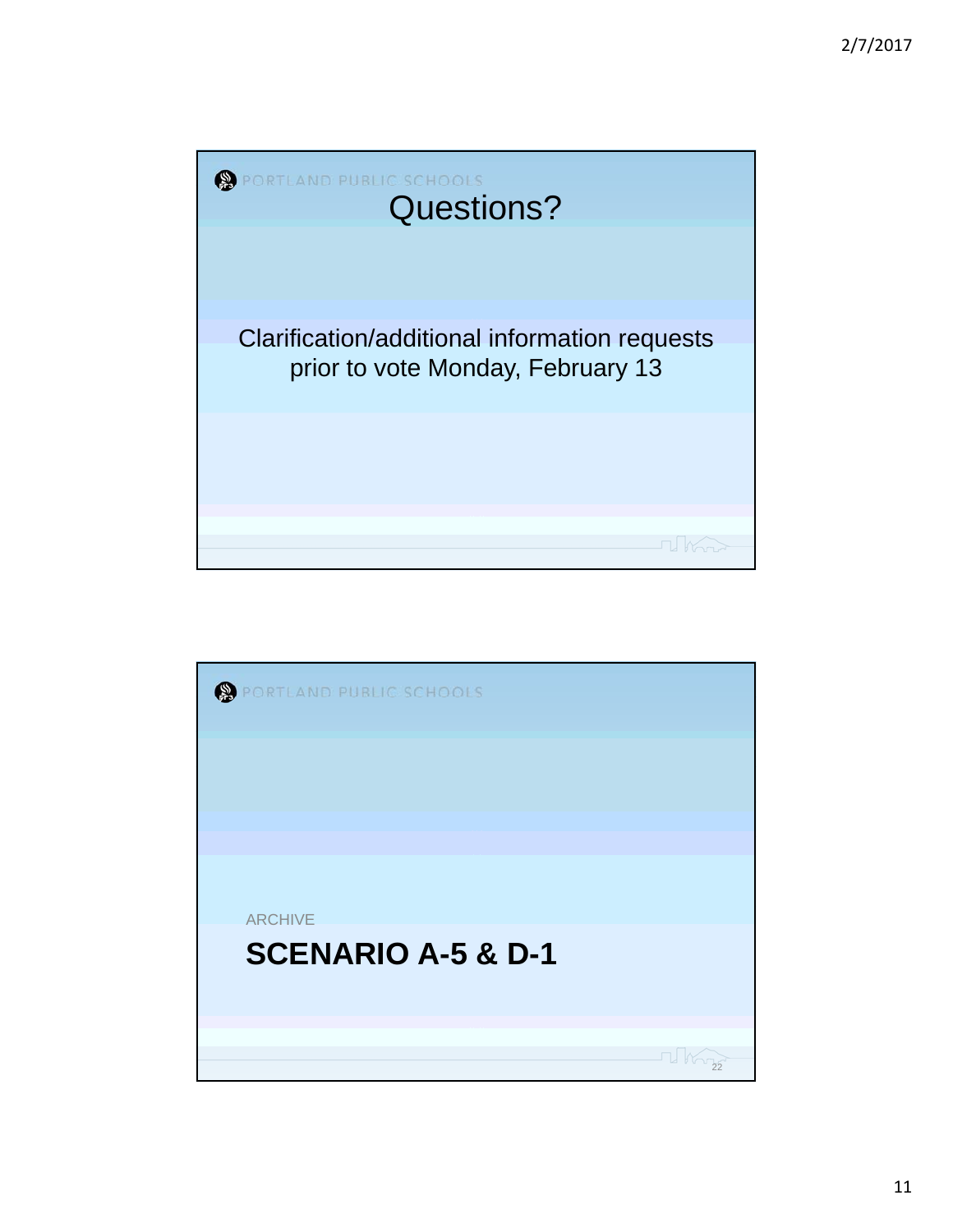PORTLAND PUBLIC SCHOOLS

## Questions?

Clarification/additional information requests prior to vote Monday, February 13

PORTLAND PUBLIC SCHOOLS

ARCHIVE

## SCENARIO A-5 & D-1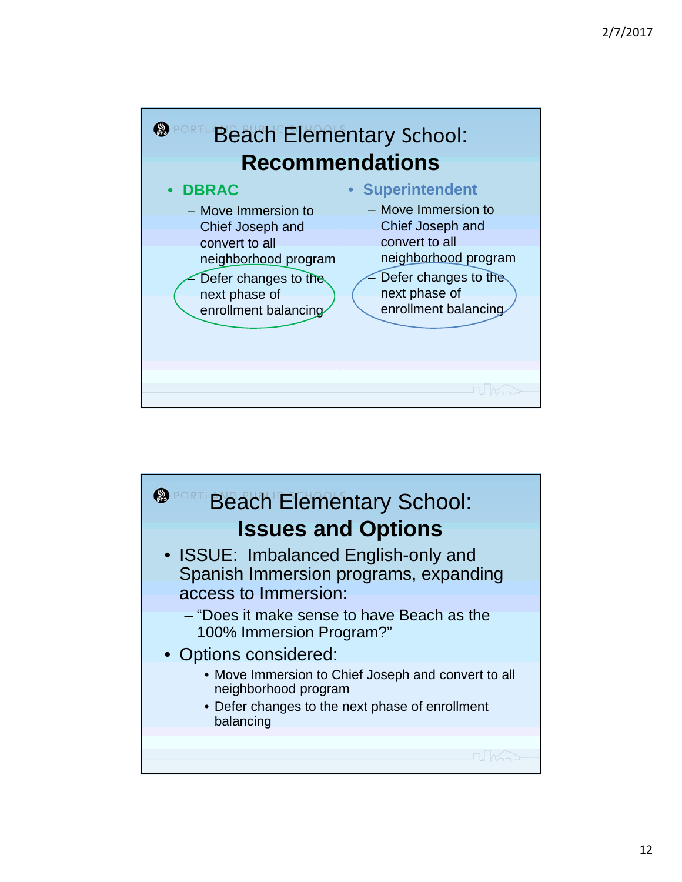## Beach Elementary School: **Recommendations**

- **DBRAC**
  - Move Immersion to Chief Joseph and convert to all neighborhood program
  - Defer changes to the next phase of enrollment balancing
- **Superintendent**
  - Move Immersion to Chief Joseph and convert to all neighborhood program
  - Defer changes to the next phase of enrollment balancing

## Beach Elementary School: **Issues and Options**

- ISSUE: Imbalanced English-only and Spanish Immersion programs, expanding access to Immersion:
  - "Does it make sense to have Beach as the 100% Immersion Program?"
- Options considered:
  - Move Immersion to Chief Joseph and convert to all neighborhood program
  - Defer changes to the next phase of enrollment balancing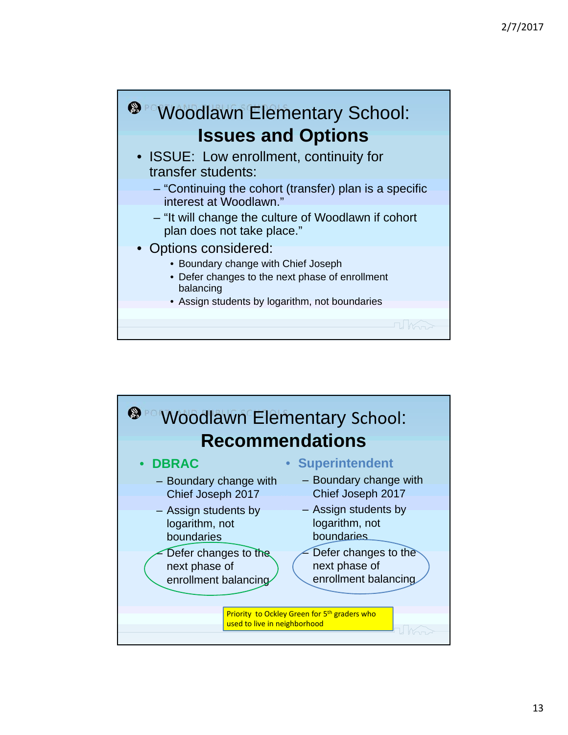# Woodlawn Elementary School: Issues and Options

- ISSUE: Low enrollment, continuity for transfer students:
  - "Continuing the cohort (transfer) plan is a specific interest at Woodlawn."
  - "It will change the culture of Woodlawn if cohort plan does not take place."
- Options considered:
  - Boundary change with Chief Joseph
  - Defer changes to the next phase of enrollment balancing
  - Assign students by logarithm, not boundaries

# Woodlawn Elementary School: Recommendations

- **DBRAC**
  - Boundary change with Chief Joseph 2017
  - Assign students by logarithm, not boundaries
  - Defer changes to the next phase of enrollment balancing
- **Superintendent**
  - Boundary change with Chief Joseph 2017
  - Assign students by logarithm, not boundaries
  - Defer changes to the next phase of enrollment balancing

Priority to Ockley Green for 5th graders who used to live in neighborhood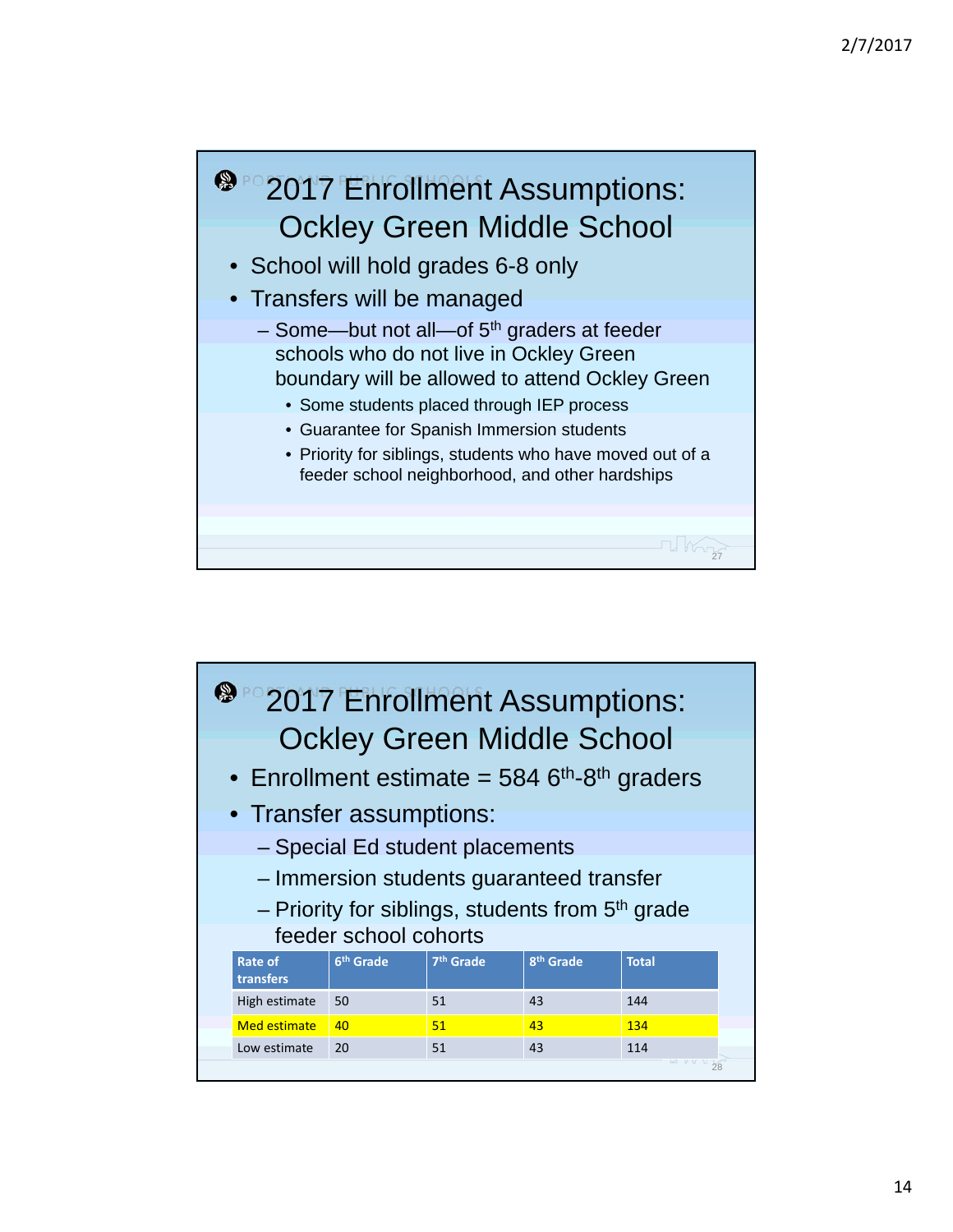## 2017 Enrollment Assumptions: Ockley Green Middle School

- School will hold grades 6-8 only
- Transfers will be managed
  - Some—but not all—of 5th graders at feeder schools who do not live in Ockley Green boundary will be allowed to attend Ockley Green
    - Some students placed through IEP process
    - Guarantee for Spanish Immersion students
    - Priority for siblings, students who have moved out of a feeder school neighborhood, and other hardships

## 2017 Enrollment Assumptions: Ockley Green Middle School

- Enrollment estimate = 584 6th-8th graders
- Transfer assumptions:
  - Special Ed student placements
  - Immersion students guaranteed transfer
  - Priority for siblings, students from 5th grade feeder school cohorts

| Rate of transfers | 6th Grade | 7th Grade | 8th Grade | Total |
|---|---|---|---|---|
| High estimate | 50 | 51 | 43 | 144 |
| Med estimate | 40 | 51 | 43 | 134 |
| Low estimate | 20 | 51 | 43 | 114 |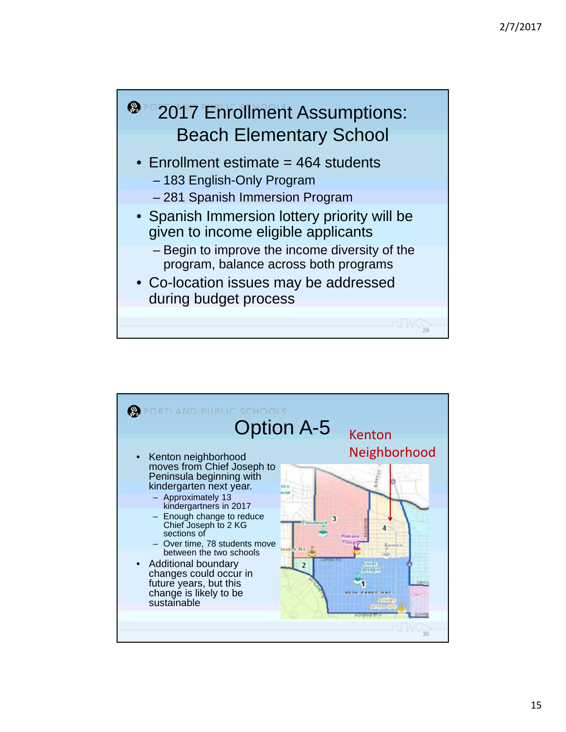## 2017 Enrollment Assumptions: Beach Elementary School

- Enrollment estimate = 464 students
  - 183 English-Only Program
  - 281 Spanish Immersion Program
- Spanish Immersion lottery priority will be given to income eligible applicants
  - Begin to improve the income diversity of the program, balance across both programs
- Co-location issues may be addressed during budget process

## Option A-5

- Kenton neighborhood moves from Chief Joseph to Peninsula beginning with kindergarten next year.
  - Approximately 13 kindergartners in 2017
  - Enough change to reduce Chief Joseph to 2 KG sections of
  - Over time, 78 students move between the two schools
- Additional boundary changes could occur in future years, but this change is likely to be sustainable

Kenton Neighborhood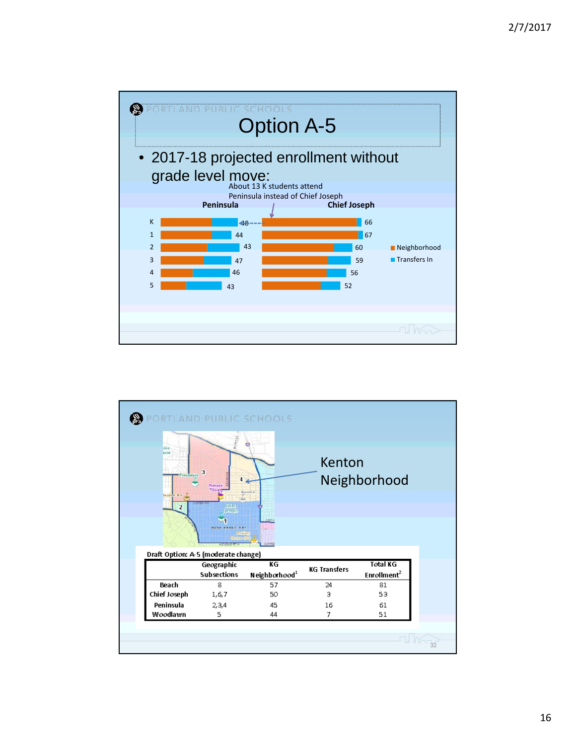PORTLAND PUBLIC SCHOOLS

# Option A-5

- 2017-18 projected enrollment without grade level move:

About 13 K students attend Peninsula instead of Chief Joseph

| Grade | Peninsula | Chief Joseph |
|---|---|---|
| K | 48 | 66 |
| 1 | 44 | 67 |
| 2 | 43 | 60 |
| 3 | 47 | 59 |
| 4 | 46 | 56 |
| 5 | 43 | 52 |

■ Neighborhood ■ Transfers In

PORTLAND PUBLIC SCHOOLS

Kenton Neighborhood

Draft Option: A-5 (moderate change)

| | Geographic Subsections | KG Neighborhood[1] | KG Transfers | Total KG Enrollment[2] |
|---|---|---|---|---|
| Beach | 8 | 57 | 24 | 81 |
| Chief Joseph | 1,6,7 | 50 | 3 | 53 |
| Peninsula | 2,3,4 | 45 | 16 | 61 |
| Woodlawn | 5 | 44 | 7 | 51 |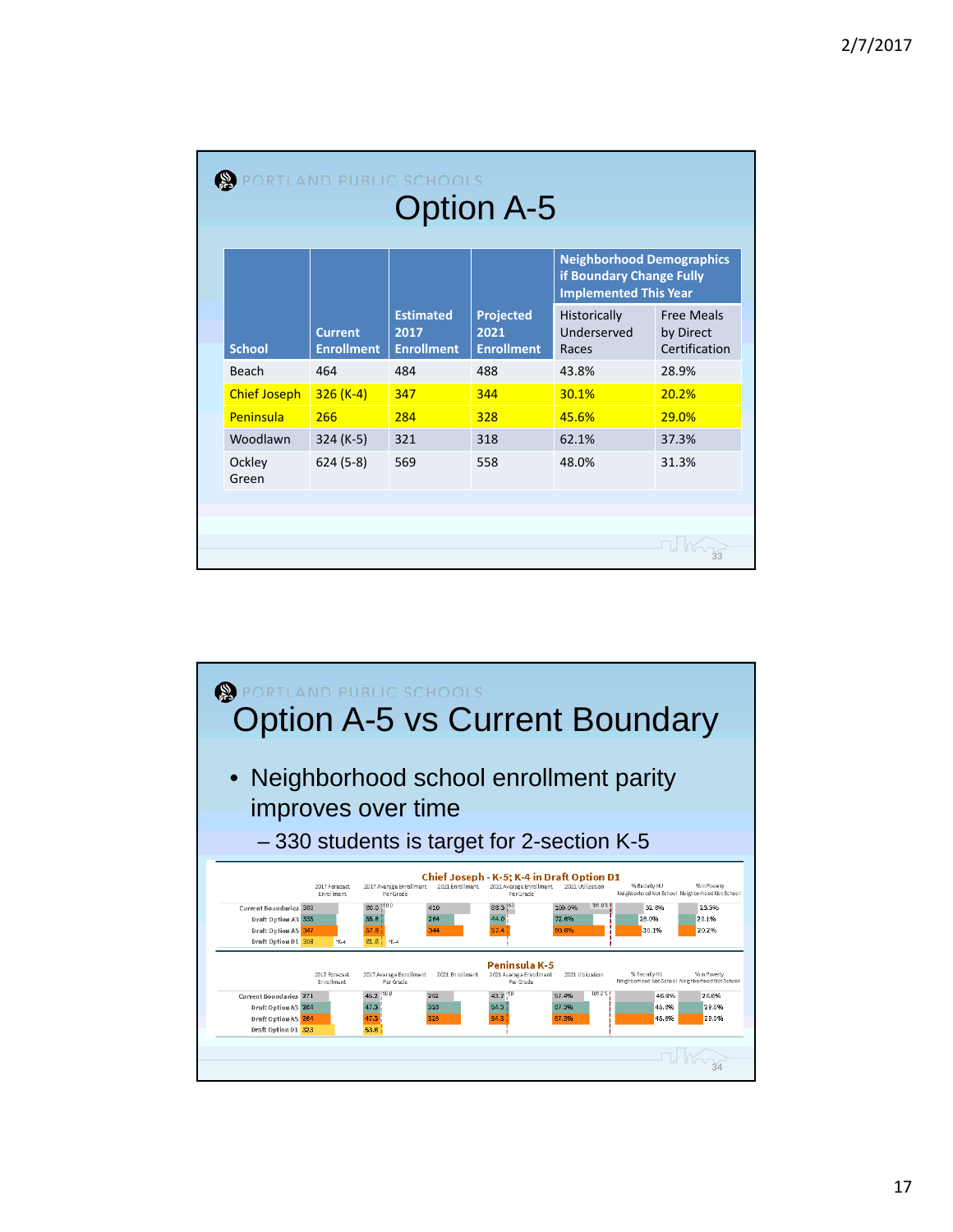## PORTLAND PUBLIC SCHOOLS

# Option A-5

| School | Current Enrollment | Estimated 2017 Enrollment | Projected 2021 Enrollment | Neighborhood Demographics if Boundary Change Fully Implemented This Year | |
|---|---|---|---|---|---|
| | | | | Historically Underserved Races | Free Meals by Direct Certification |
| Beach | 464 | 484 | 488 | 43.8% | 28.9% |
| Chief Joseph | 326 (K-4) | 347 | 344 | 30.1% | 20.2% |
| Peninsula | 266 | 284 | 328 | 45.6% | 29.0% |
| Woodlawn | 324 (K-5) | 321 | 318 | 62.1% | 37.3% |
| Ockley Green | 624 (5-8) | 569 | 558 | 48.0% | 31.3% |

## PORTLAND PUBLIC SCHOOLS

# Option A-5 vs Current Boundary

- Neighborhood school enrollment parity improves over time
  - 330 students is target for 2-section K-5

### Chief Joseph - K-5; K-4 in Draft Option D1

| | 2017 Forecast Enrollment | 2017 Average Enrollment Per Grade | 2021 Enrollment | 2021 Average Enrollment Per Grade | 2021 Utilization | % Racially HU Neighborhood Not School | % in Poverty Neighborhood Not School |
|---|---|---|---|---|---|---|---|
| Current Boundaries | 360 | 60.0 | 410 | 68.3 | 109.0% | 32.6% | 23.3% |
| Draft Option A3 | 335 | 55.8 | 264 | 44.0 | 72.6% | 28.0% | 20.1% |
| Draft Option A5 | 347 | 57.8 | 344 | 57.4 | 90.6% | 30.1% | 20.2% |
| Draft Option D1 | 308 (K-4) | 61.6 (K-4) | | | | | |

### Peninsula K-5

| | 2017 Forecast Enrollment | 2017 Average Enrollment Per Grade | 2021 Enrollment | 2021 Average Enrollment Per Grade | 2021 Utilization | % Racially HU Neighborhood Not School | % in Poverty Neighborhood Not School |
|---|---|---|---|---|---|---|---|
| Current Boundaries | 271 | 45.2 | 262 | 43.7 | 57.4% | 46.6% | 25.6% |
| Draft Option A3 | 284 | 47.3 | 328 | 54.3 | 67.3% | 45.6% | 29.0% |
| Draft Option A5 | 284 | 47.3 | 328 | 54.3 | 67.3% | 45.6% | 29.0% |
| Draft Option D1 | 323 | 53.8 | | | | | |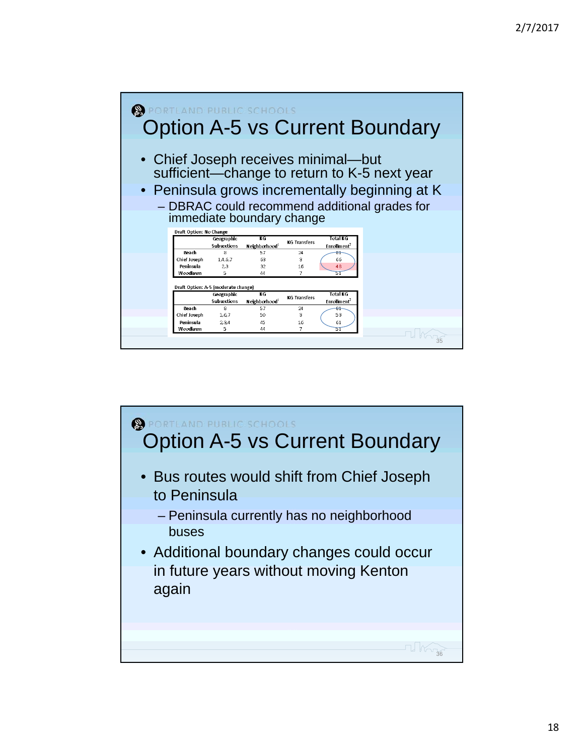PORTLAND PUBLIC SCHOOLS

## Option A-5 vs Current Boundary

- Chief Joseph receives minimal—but sufficient—change to return to K-5 next year
- Peninsula grows incrementally beginning at K
  - DBRAC could recommend additional grades for immediate boundary change

Draft Option: No Change

| | Geographic Subsections | KG Neighborhood[1] | KG Transfers | Total KG Enrollment[2] |
|---|---|---|---|---|
| Beach | 8 | 57 | 24 | 81 |
| Chief Joseph | 1,4,6,7 | 63 | 3 | 66 |
| Peninsula | 2,3 | 32 | 16 | 48 |
| Woodlawn | 5 | 44 | 7 | 51 |

Draft Option: A-5 (moderate change)

| | Geographic Subsections | KG Neighborhood[1] | KG Transfers | Total KG Enrollment[2] |
|---|---|---|---|---|
| Beach | 8 | 57 | 24 | 81 |
| Chief Joseph | 1,6,7 | 50 | 3 | 53 |
| Peninsula | 2,3,4 | 45 | 16 | 61 |
| Woodlawn | 5 | 44 | 7 | 51 |

PORTLAND PUBLIC SCHOOLS

## Option A-5 vs Current Boundary

- Bus routes would shift from Chief Joseph to Peninsula
  - Peninsula currently has no neighborhood buses
- Additional boundary changes could occur in future years without moving Kenton again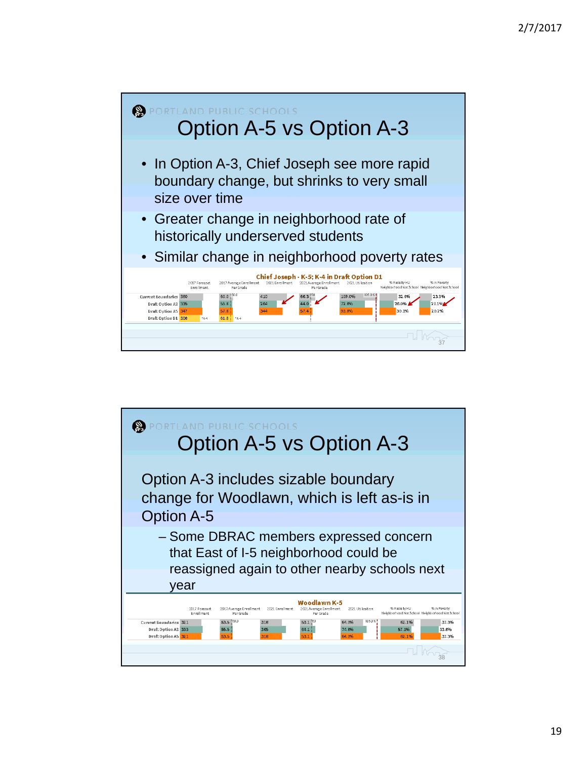PORTLAND PUBLIC SCHOOLS

# Option A-5 vs Option A-3

- In Option A-3, Chief Joseph see more rapid boundary change, but shrinks to very small size over time
- Greater change in neighborhood rate of historically underserved students
- Similar change in neighborhood poverty rates

**Chief Joseph - K-5; K-4 in Draft Option D1**

| | 2017 Forecast Enrollment | 2017 Average Enrollment Per Grade | 2021 Enrollment | 2021 Average Enrollment Per Grade | 2021 Utilization | % Racially HU Neighborhood Not School | % in Poverty Neighborhood Not School |
|---|---|---|---|---|---|---|---|
| Current Boundaries | 360 | 60.0 | 410 | 68.3 | 109.0% | 32.8% | 23.3% |
| Draft Option A3 | 335 | 55.8 | 264 | 44.0 | 72.8% | 26.0% | 20.1% |
| Draft Option A5 | 347 | 57.8 | 344 | 57.4 | 93.8% | 30.1% | 20.2% |
| Draft Option D1 | 308 | 61.6 | | | | | |

PORTLAND PUBLIC SCHOOLS

# Option A-5 vs Option A-3

Option A-3 includes sizable boundary change for Woodlawn, which is left as-is in Option A-5

- Some DBRAC members expressed concern that East of I-5 neighborhood could be reassigned again to other nearby schools next year

**Woodlawn K-5**

| | 2017 Forecast Enrollment | 2017 Average Enrollment Per Grade | 2021 Enrollment | 2021 Average Enrollment Per Grade | 2021 Utilization | % Racially HU Neighborhood Not School | % in Poverty Neighborhood Not School |
|---|---|---|---|---|---|---|---|
| Current Boundaries | 321 | 53.5 | 318 | 53.1 | 64.0% | 62.1% | 37.3% |
| Draft Option A3 | 333 | 55.5 | 365 | 64.1 | 74.8% | 57.1% | 33.8% |
| Draft Option A5 | 321 | 53.5 | 318 | 53.1 | 64.0% | 62.1% | 37.3% |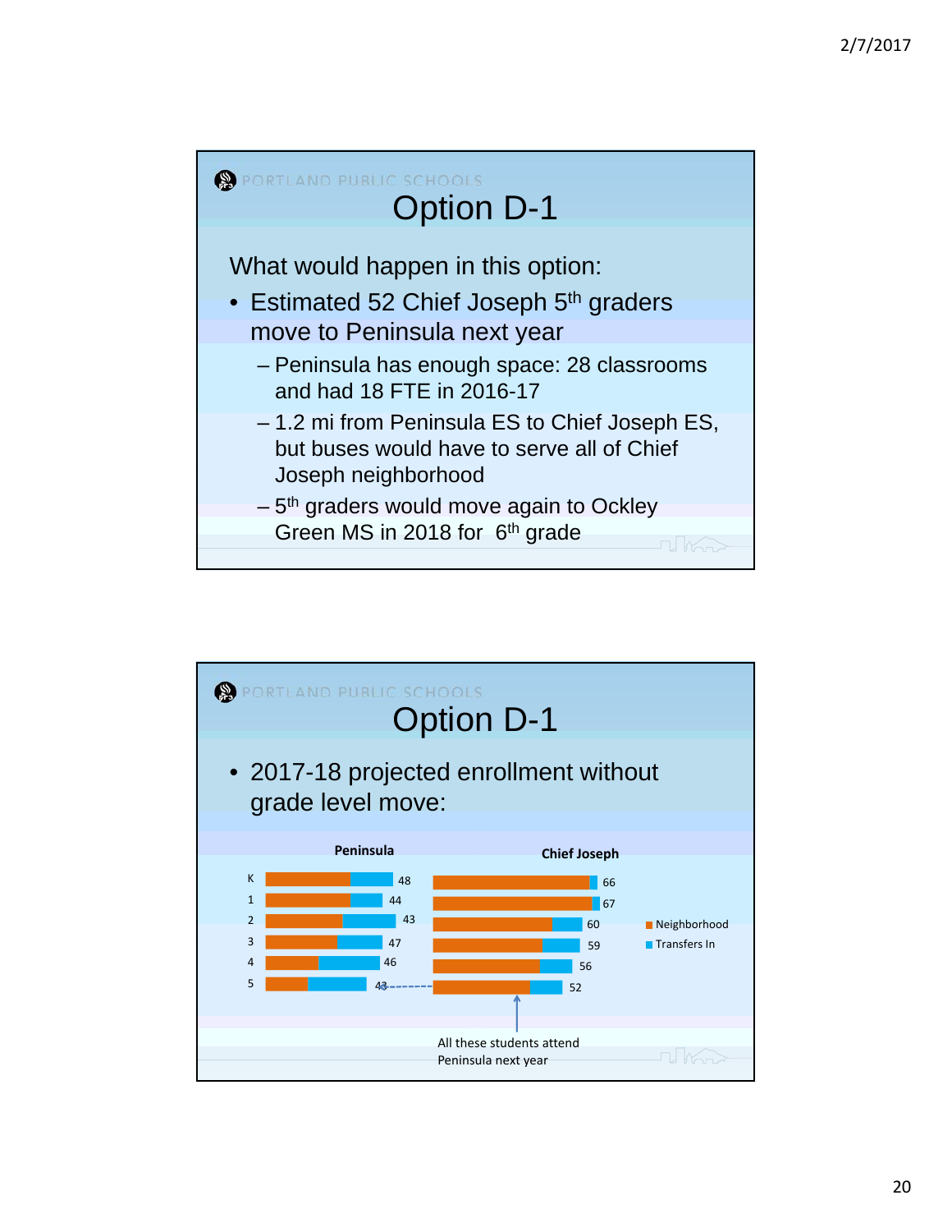PORTLAND PUBLIC SCHOOLS

# Option D-1

What would happen in this option:

- Estimated 52 Chief Joseph 5th graders move to Peninsula next year
  - Peninsula has enough space: 28 classrooms and had 18 FTE in 2016-17
  - 1.2 mi from Peninsula ES to Chief Joseph ES, but buses would have to serve all of Chief Joseph neighborhood
  - 5th graders would move again to Ockley Green MS in 2018 for 6th grade

PORTLAND PUBLIC SCHOOLS

# Option D-1

- 2017-18 projected enrollment without grade level move:

| Grade | Peninsula | Chief Joseph |
|---|---|---|
| K | 48 | 66 |
| 1 | 44 | 67 |
| 2 | 43 | 60 |
| 3 | 47 | 59 |
| 4 | 46 | 56 |
| 5 | 43 | 52 |

Legend: Neighborhood; Transfers In

All these students attend Peninsula next year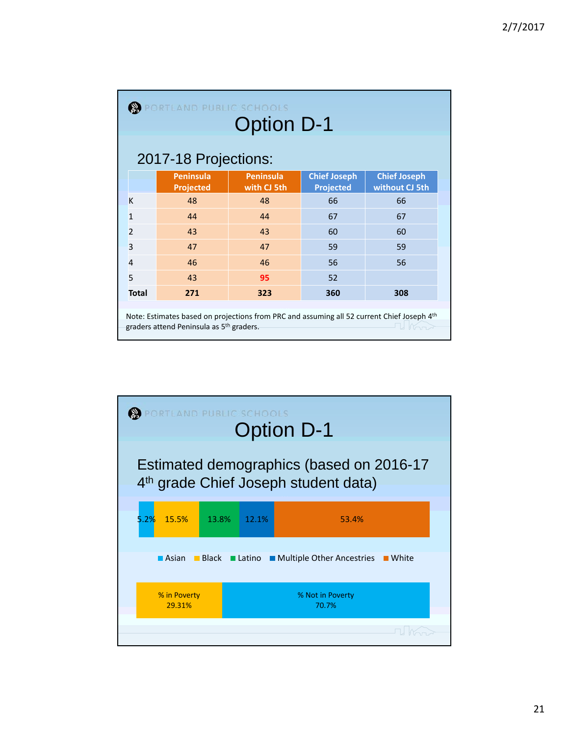PORTLAND PUBLIC SCHOOLS

# Option D-1

## 2017-18 Projections:

| | Peninsula Projected | Peninsula with CJ 5th | Chief Joseph Projected | Chief Joseph without CJ 5th |
|---|---|---|---|---|
| K | 48 | 48 | 66 | 66 |
| 1 | 44 | 44 | 67 | 67 |
| 2 | 43 | 43 | 60 | 60 |
| 3 | 47 | 47 | 59 | 59 |
| 4 | 46 | 46 | 56 | 56 |
| 5 | 43 | 95 | 52 | |
| **Total** | **271** | **323** | **360** | **308** |

Note: Estimates based on projections from PRC and assuming all 52 current Chief Joseph 4th graders attend Peninsula as 5th graders.

PORTLAND PUBLIC SCHOOLS

# Option D-1

## Estimated demographics (based on 2016-17 4th grade Chief Joseph student data)

| Asian | Black | Latino | Multiple Other Ancestries | White |
|---|---|---|---|---|
| 5.2% | 15.5% | 13.8% | 12.1% | 53.4% |

| % in Poverty | % Not in Poverty |
|---|---|
| 29.31% | 70.7% |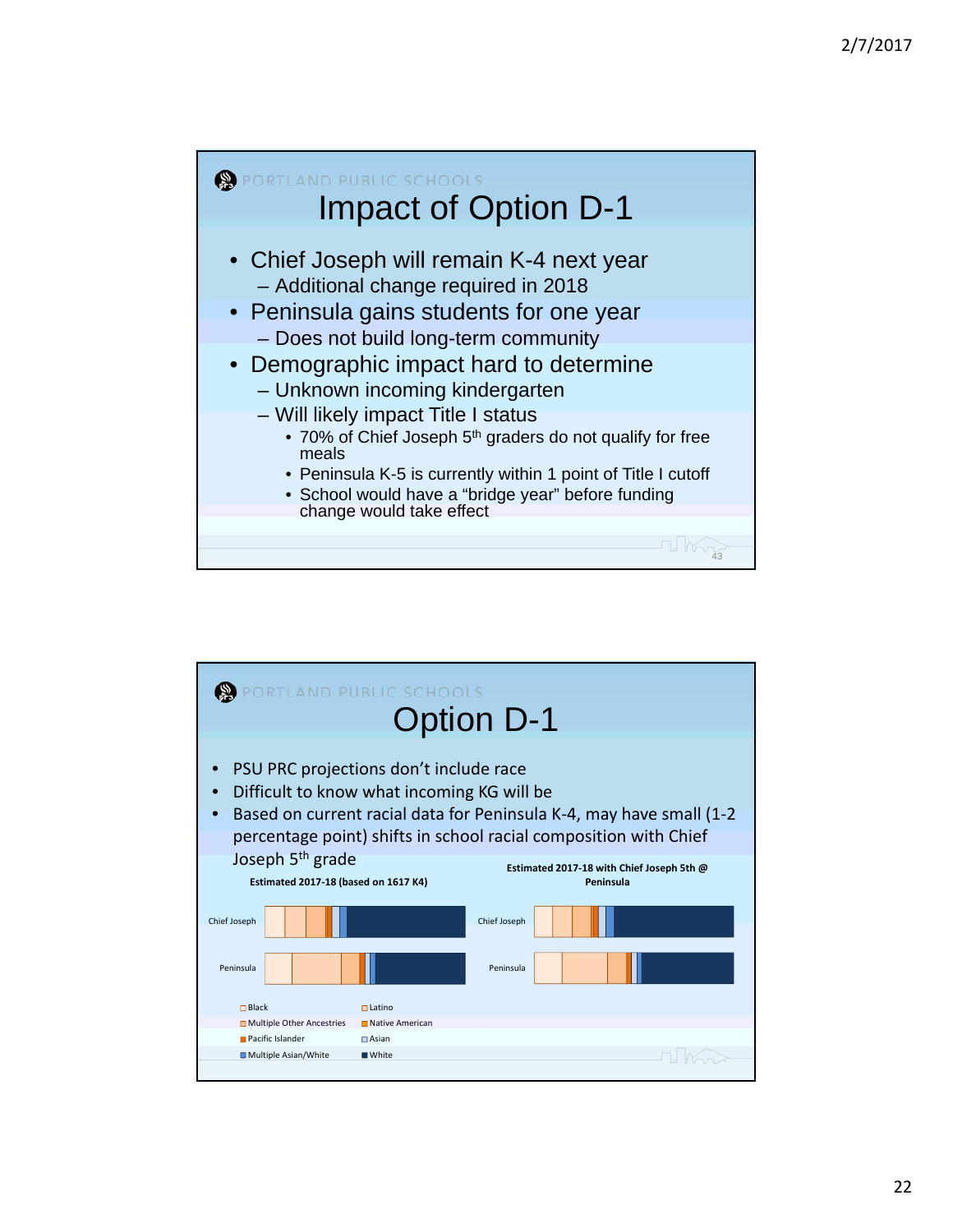PORTLAND PUBLIC SCHOOLS

# Impact of Option D-1

- Chief Joseph will remain K-4 next year
  - Additional change required in 2018
- Peninsula gains students for one year
  - Does not build long-term community
- Demographic impact hard to determine
  - Unknown incoming kindergarten
  - Will likely impact Title I status
    - 70% of Chief Joseph 5th graders do not qualify for free meals
    - Peninsula K-5 is currently within 1 point of Title I cutoff
    - School would have a "bridge year" before funding change would take effect

PORTLAND PUBLIC SCHOOLS

# Option D-1

- PSU PRC projections don't include race
- Difficult to know what incoming KG will be
- Based on current racial data for Peninsula K-4, may have small (1-2 percentage point) shifts in school racial composition with Chief Joseph 5th grade

**Estimated 2017-18 (based on 1617 K4)**

Chief Joseph

Peninsula

**Estimated 2017-18 with Chief Joseph 5th @ Peninsula**

Chief Joseph

Peninsula

Black | Latino | Multiple Other Ancestries | Native American | Pacific Islander | Asian | Multiple Asian/White | White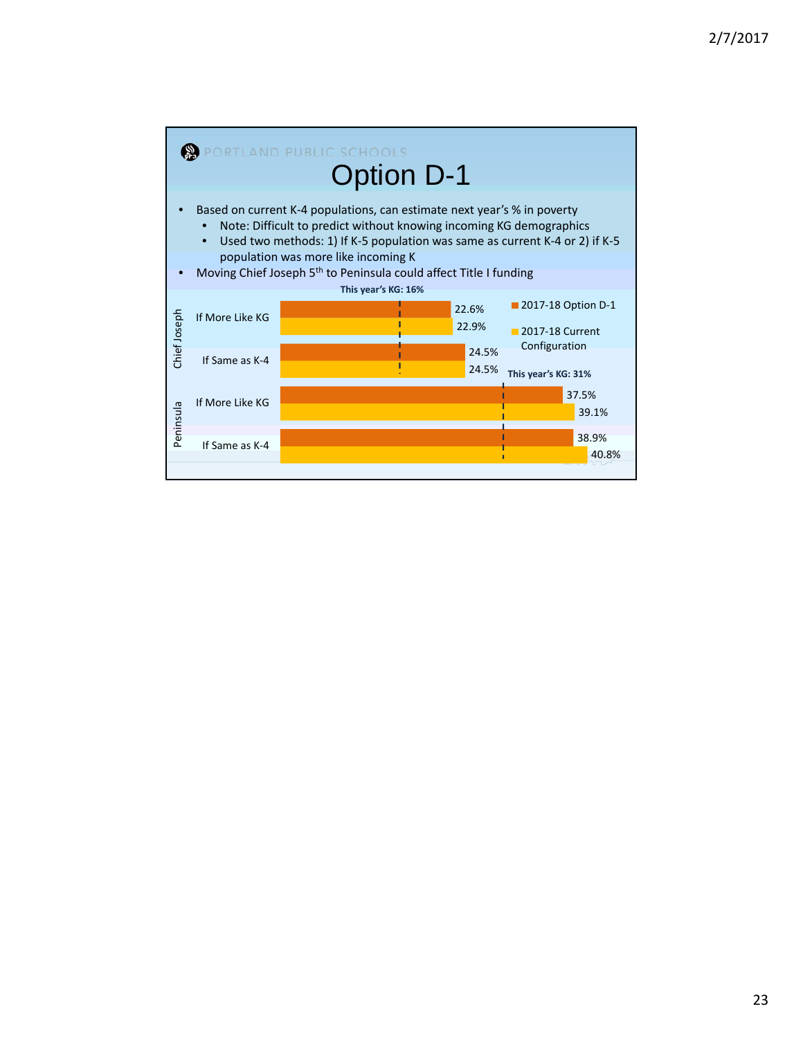PORTLAND PUBLIC SCHOOLS

# Option D-1

- Based on current K-4 populations, can estimate next year's % in poverty
  - Note: Difficult to predict without knowing incoming KG demographics
  - Used two methods: 1) If K-5 population was same as current K-4 or 2) if K-5 population was more like incoming K
- Moving Chief Joseph 5th to Peninsula could affect Title I funding

This year's KG: 16%

Chief Joseph

If More Like KG
22.6%
22.9%

If Same as K-4
24.5%
24.5%

This year's KG: 31%

Peninsula

If More Like KG
37.5%
39.1%

If Same as K-4
38.9%
40.8%

2017-18 Option D-1

2017-18 Current Configuration